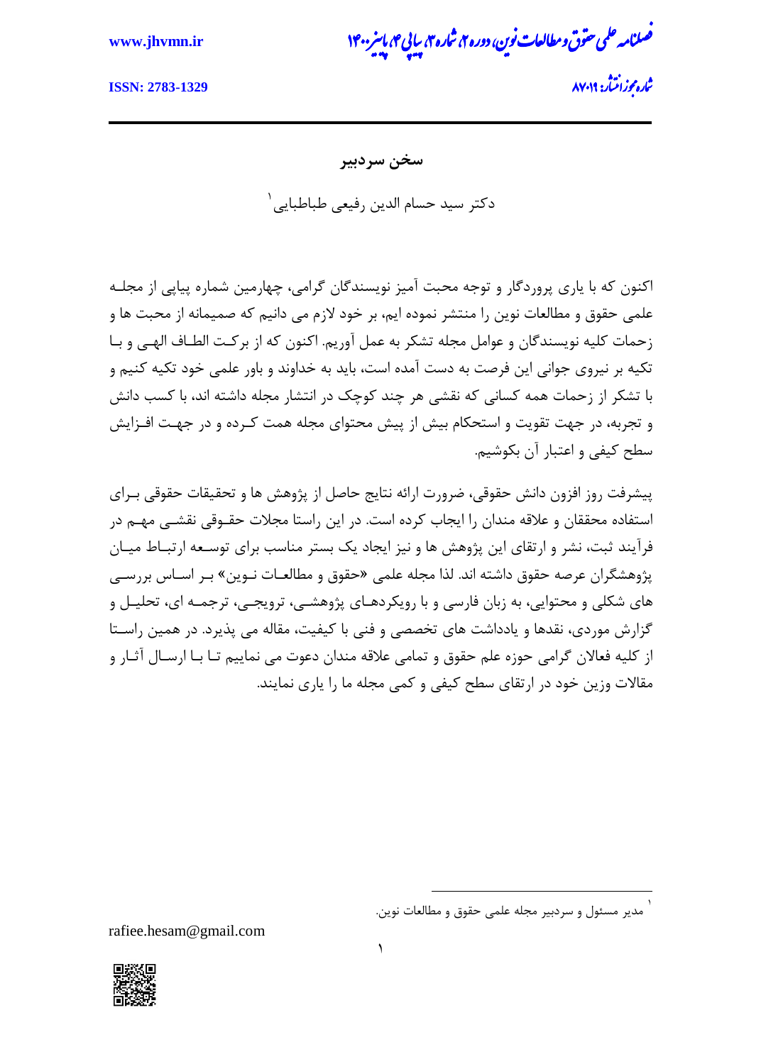# سخن سردبیر

دکتر سید حسام الدین رفیعی طباطبایی[1]

اکنون که با یاری پروردگار و توجه محبت آمیز نویسندگان گرامی، چهارمین شماره پیاپی از مجله علمی حقوق و مطالعات نوین را منتشر نموده ایم، بر خود لازم می دانیم که صمیمانه از محبت ها و زحمات کلیه نویسندگان و عوامل مجله تشکر به عمل آوریم. اکنون که از برکت الطاف الهی و با تکیه بر نیروی جوانی این فرصت به دست آمده است، باید به خداوند و باور علمی خود تکیه کنیم و با تشکر از زحمات همه کسانی که نقشی هر چند کوچک در انتشار مجله داشته اند، با کسب دانش و تجربه، در جهت تقویت و استحکام بیش از پیش محتوای مجله همت کرده و در جهت افزایش سطح کیفی و اعتبار آن بکوشیم.

پیشرفت روز افزون دانش حقوقی، ضرورت ارائه نتایج حاصل از پژوهش ها و تحقیقات حقوقی برای استفاده محققان و علاقه مندان را ایجاب کرده است. در این راستا مجلات حقوقی نقشی مهم در فرآیند ثبت، نشر و ارتقای این پژوهش ها و نیز ایجاد یک بستر مناسب برای توسعه ارتباط میان پژوهشگران عرصه حقوق داشته اند. لذا مجله علمی «حقوق و مطالعات نوین» بر اساس بررسی های شکلی و محتوایی، به زبان فارسی و با رویکردهای پژوهشی، ترویجی، ترجمه ای، تحلیل و گزارش موردی، نقدها و یادداشت های تخصصی و فنی با کیفیت، مقاله می پذیرد. در همین راستا از کلیه فعالان گرامی حوزه علم حقوق و تمامی علاقه مندان دعوت می نماییم تا با ارسال آثار و مقالات وزین خود در ارتقای سطح کیفی و کمی مجله ما را یاری نمایند.

---

[1] مدیر مسئول و سردبیر مجله علمی حقوق و مطالعات نوین.

rafiee.hesam@gmail.com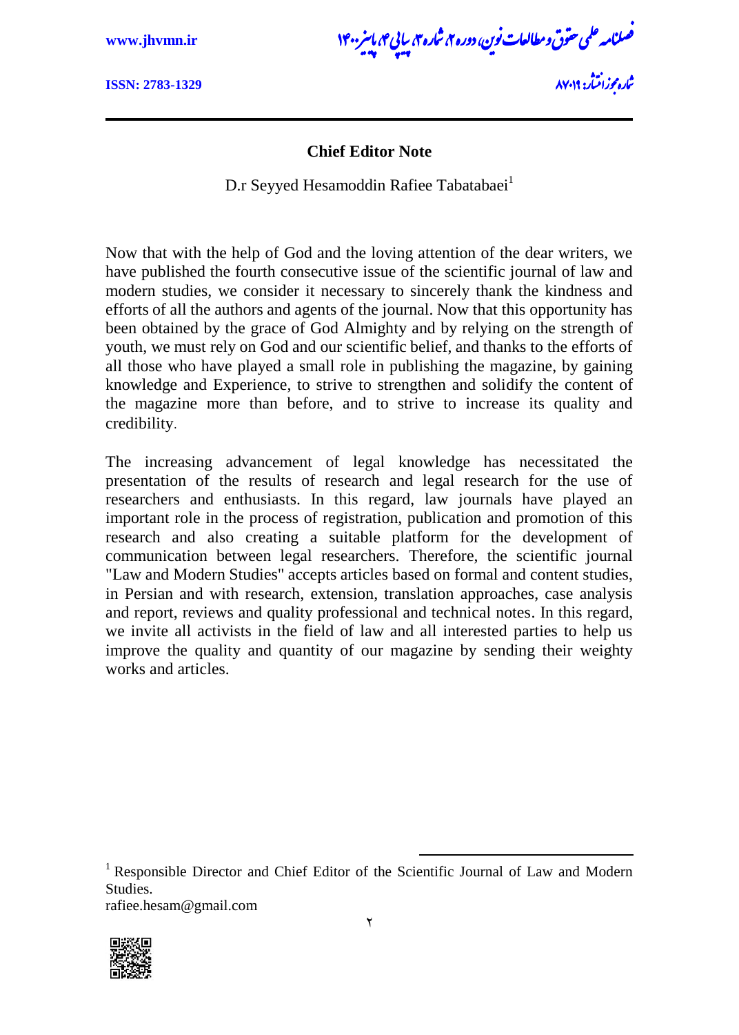## Chief Editor Note

D.r Seyyed Hesamoddin Rafiee Tabatabaei[1]

Now that with the help of God and the loving attention of the dear writers, we have published the fourth consecutive issue of the scientific journal of law and modern studies, we consider it necessary to sincerely thank the kindness and efforts of all the authors and agents of the journal. Now that this opportunity has been obtained by the grace of God Almighty and by relying on the strength of youth, we must rely on God and our scientific belief, and thanks to the efforts of all those who have played a small role in publishing the magazine, by gaining knowledge and Experience, to strive to strengthen and solidify the content of the magazine more than before, and to strive to increase its quality and credibility.

The increasing advancement of legal knowledge has necessitated the presentation of the results of research and legal research for the use of researchers and enthusiasts. In this regard, law journals have played an important role in the process of registration, publication and promotion of this research and also creating a suitable platform for the development of communication between legal researchers. Therefore, the scientific journal "Law and Modern Studies" accepts articles based on formal and content studies, in Persian and with research, extension, translation approaches, case analysis and report, reviews and quality professional and technical notes. In this regard, we invite all activists in the field of law and all interested parties to help us improve the quality and quantity of our magazine by sending their weighty works and articles.

---

[1] Responsible Director and Chief Editor of the Scientific Journal of Law and Modern Studies.
rafiee.hesam@gmail.com